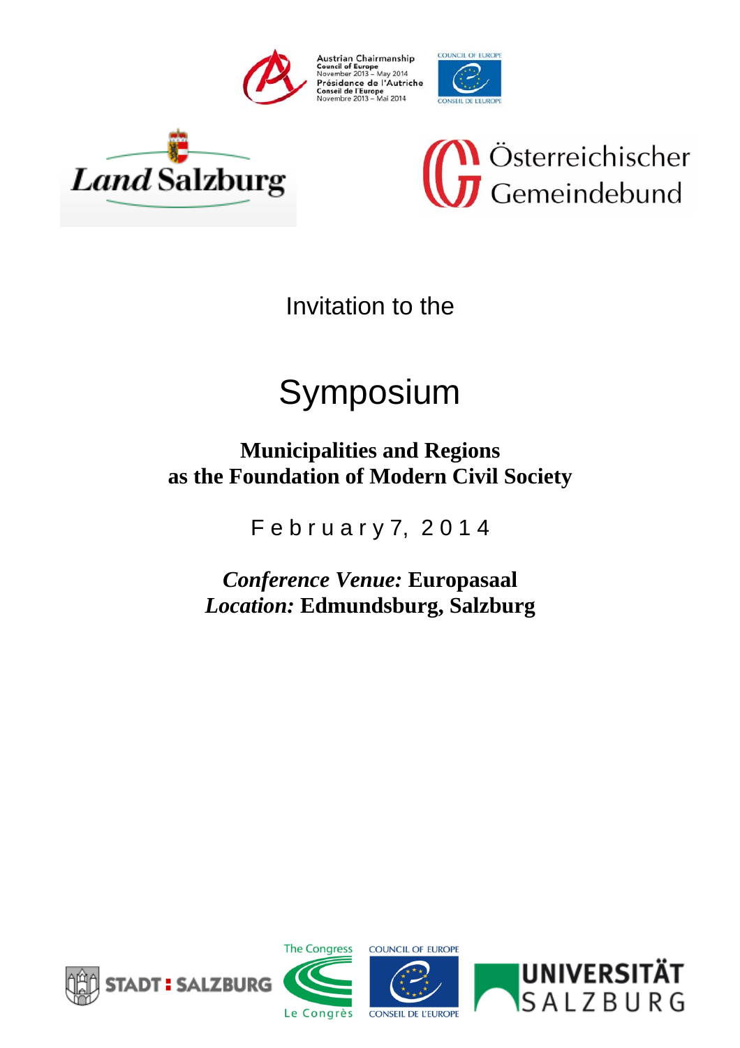Austrian Chairmanship
Council of Europe
November 2013 – May 2014
Présidence de l'Autriche
Conseil de l'Europe
Novembre 2013 – Mai 2014

COUNCIL OF EUROPE
CONSEIL DE L'EUROPE

Land Salzburg

Österreichischer Gemeindebund

Invitation to the

# Symposium

## Municipalities and Regions as the Foundation of Modern Civil Society

February 7, 2014

***Conference Venue:*** **Europasaal**
***Location:*** **Edmundsburg, Salzburg**

STADT : SALZBURG

The Congress
Le Congrès

COUNCIL OF EUROPE
CONSEIL DE L'EUROPE

UNIVERSITÄT SALZBURG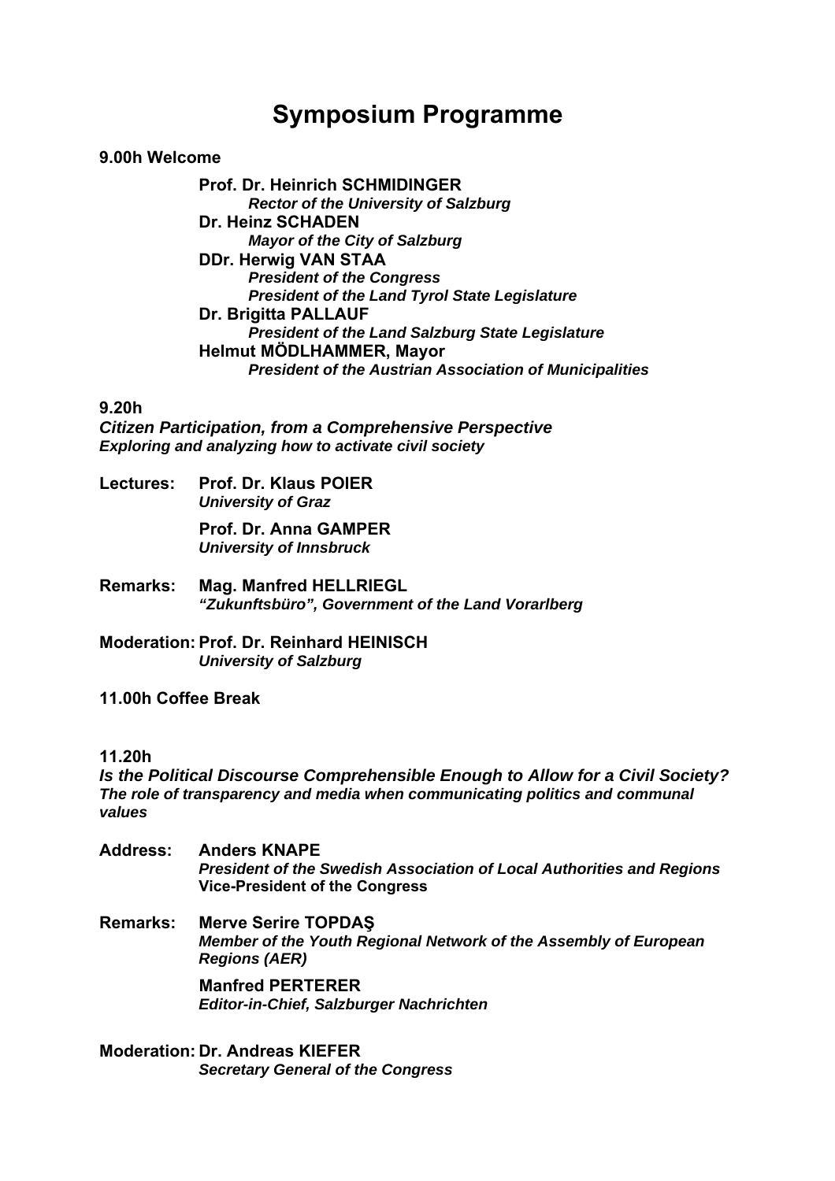# Symposium Programme

**9.00h Welcome**

**Prof. Dr. Heinrich SCHMIDINGER**
***Rector of the University of Salzburg***
**Dr. Heinz SCHADEN**
***Mayor of the City of Salzburg***
**DDr. Herwig VAN STAA**
***President of the Congress***
***President of the Land Tyrol State Legislature***
**Dr. Brigitta PALLAUF**
***President of the Land Salzburg State Legislature***
**Helmut MÖDLHAMMER, Mayor**
***President of the Austrian Association of Municipalities***

**9.20h**
***Citizen Participation, from a Comprehensive Perspective***
***Exploring and analyzing how to activate civil society***

**Lectures:** **Prof. Dr. Klaus POIER**
***University of Graz***

**Prof. Dr. Anna GAMPER**
***University of Innsbruck***

**Remarks:** **Mag. Manfred HELLRIEGL**
***"Zukunftsbüro", Government of the Land Vorarlberg***

**Moderation:** **Prof. Dr. Reinhard HEINISCH**
***University of Salzburg***

**11.00h Coffee Break**

**11.20h**
***Is the Political Discourse Comprehensible Enough to Allow for a Civil Society?***
***The role of transparency and media when communicating politics and communal values***

**Address:** **Anders KNAPE**
***President of the Swedish Association of Local Authorities and Regions***
**Vice-President of the Congress**

**Remarks:** **Merve Serire TOPDAŞ**
***Member of the Youth Regional Network of the Assembly of European Regions (AER)***

**Manfred PERTERER**
***Editor-in-Chief, Salzburger Nachrichten***

**Moderation:** **Dr. Andreas KIEFER**
***Secretary General of the Congress***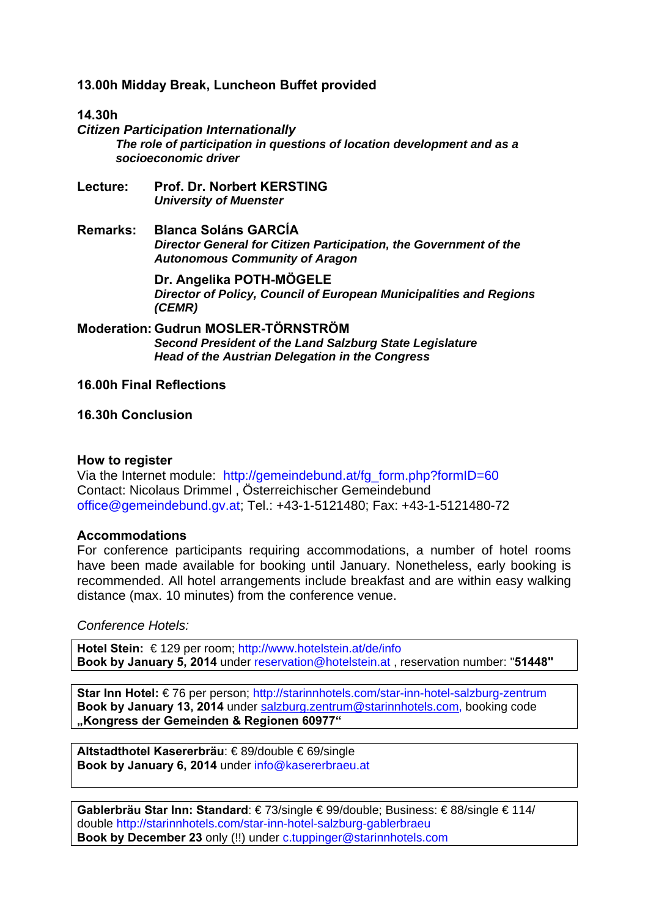**13.00h Midday Break, Luncheon Buffet provided**

**14.30h**

***Citizen Participation Internationally***

***The role of participation in questions of location development and as a socioeconomic driver***

**Lecture:** **Prof. Dr. Norbert KERSTING**
***University of Muenster***

**Remarks:** **Blanca Soláns GARCÍA**
***Director General for Citizen Participation, the Government of the Autonomous Community of Aragon***

**Dr. Angelika POTH-MÖGELE**
***Director of Policy, Council of European Municipalities and Regions (CEMR)***

**Moderation:** **Gudrun MOSLER-TÖRNSTRÖM**
***Second President of the Land Salzburg State Legislature***
***Head of the Austrian Delegation in the Congress***

**16.00h Final Reflections**

**16.30h Conclusion**

**How to register**

Via the Internet module: http://gemeindebund.at/fg_form.php?formID=60
Contact: Nicolaus Drimmel , Österreichischer Gemeindebund
office@gemeindebund.gv.at; Tel.: +43-1-5121480; Fax: +43-1-5121480-72

**Accommodations**

For conference participants requiring accommodations, a number of hotel rooms have been made available for booking until January. Nonetheless, early booking is recommended. All hotel arrangements include breakfast and are within easy walking distance (max. 10 minutes) from the conference venue.

*Conference Hotels:*

**Hotel Stein:** € 129 per room; http://www.hotelstein.at/de/info
**Book by January 5, 2014** under reservation@hotelstein.at , reservation number: "**51448"**

**Star Inn Hotel:** € 76 per person; http://starinnhotels.com/star-inn-hotel-salzburg-zentrum
**Book by January 13, 2014** under salzburg.zentrum@starinnhotels.com, booking code **„Kongress der Gemeinden & Regionen 60977"**

**Altstadthotel Kasererbräu**: € 89/double € 69/single
**Book by January 6, 2014** under info@kasererbraeu.at

**Gablerbräu Star Inn: Standard**: € 73/single € 99/double; Business: € 88/single € 114/ double http://starinnhotels.com/star-inn-hotel-salzburg-gablerbraeu
**Book by December 23** only (!!) under c.tuppinger@starinnhotels.com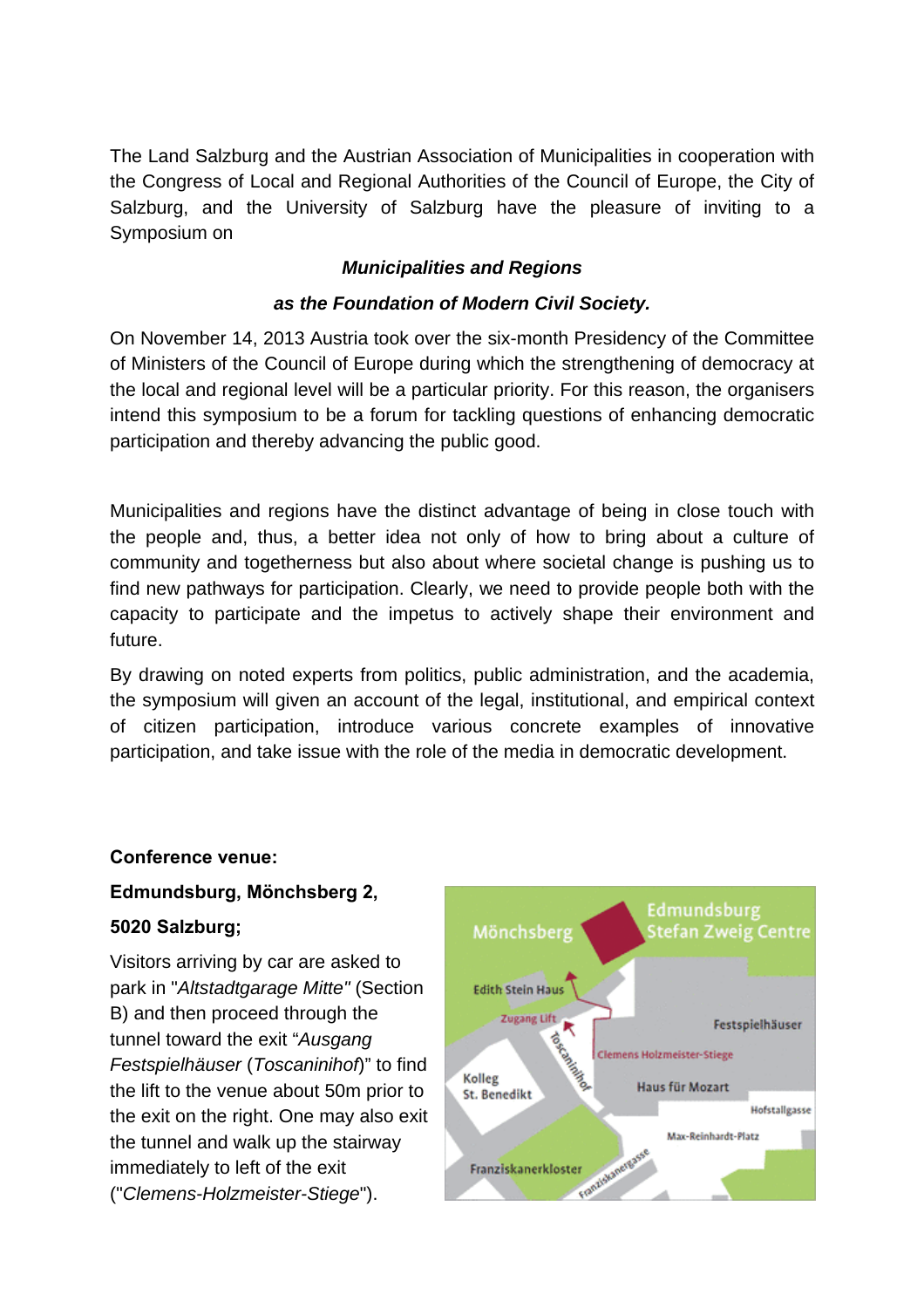The Land Salzburg and the Austrian Association of Municipalities in cooperation with the Congress of Local and Regional Authorities of the Council of Europe, the City of Salzburg, and the University of Salzburg have the pleasure of inviting to a Symposium on

***Municipalities and Regions***

***as the Foundation of Modern Civil Society.***

On November 14, 2013 Austria took over the six-month Presidency of the Committee of Ministers of the Council of Europe during which the strengthening of democracy at the local and regional level will be a particular priority. For this reason, the organisers intend this symposium to be a forum for tackling questions of enhancing democratic participation and thereby advancing the public good.

Municipalities and regions have the distinct advantage of being in close touch with the people and, thus, a better idea not only of how to bring about a culture of community and togetherness but also about where societal change is pushing us to find new pathways for participation. Clearly, we need to provide people both with the capacity to participate and the impetus to actively shape their environment and future.

By drawing on noted experts from politics, public administration, and the academia, the symposium will given an account of the legal, institutional, and empirical context of citizen participation, introduce various concrete examples of innovative participation, and take issue with the role of the media in democratic development.

**Conference venue:**

**Edmundsburg, Mönchsberg 2,**

**5020 Salzburg;**

Visitors arriving by car are asked to park in "*Altstadtgarage Mitte"* (Section B) and then proceed through the tunnel toward the exit "*Ausgang Festspielhäuser* (*Toscaninihof*)" to find the lift to the venue about 50m prior to the exit on the right. One may also exit the tunnel and walk up the stairway immediately to left of the exit ("*Clemens-Holzmeister-Stiege*").

Mönchsberg
Edmundsburg Stefan Zweig Centre
Edith Stein Haus
Zugang Lift
Festspielhäuser
Toscaninihof
Clemens Holzmeister-Stiege
Kolleg St. Benedikt
Haus für Mozart
Hofstallgasse
Max-Reinhardt-Platz
Franziskanerkloster
Franziskanergasse